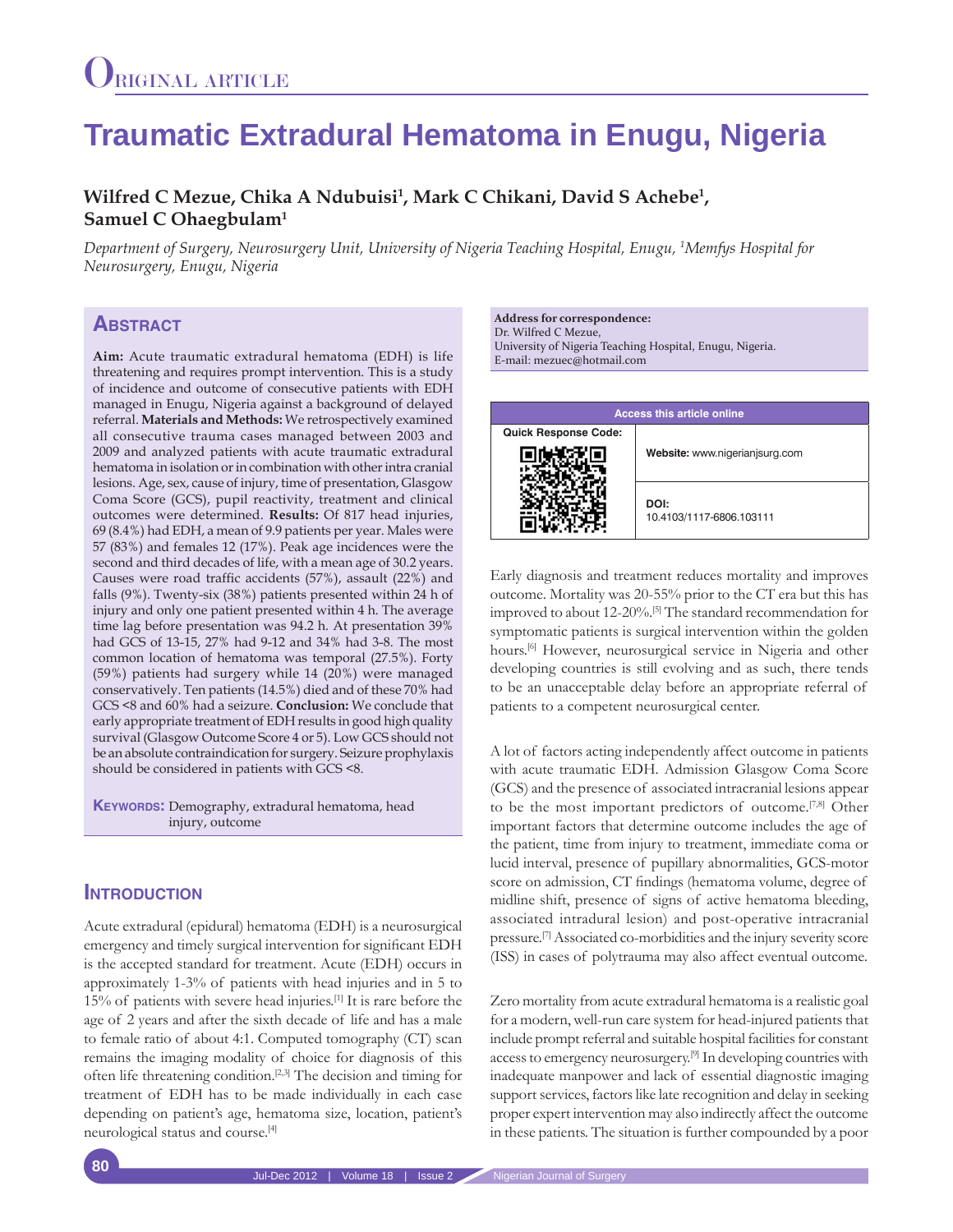Original Article

# Traumatic Extradural Hematoma in Enugu, Nigeria

**Wilfred C Mezue, Chika A Ndubuisi[1], Mark C Chikani, David S Achebe[1], Samuel C Ohaegbulam[1]**

*Department of Surgery, Neurosurgery Unit, University of Nigeria Teaching Hospital, Enugu, [1]Memfys Hospital for Neurosurgery, Enugu, Nigeria*

## Abstract

**Aim:** Acute traumatic extradural hematoma (EDH) is life threatening and requires prompt intervention. This is a study of incidence and outcome of consecutive patients with EDH managed in Enugu, Nigeria against a background of delayed referral. **Materials and Methods:** We retrospectively examined all consecutive trauma cases managed between 2003 and 2009 and analyzed patients with acute traumatic extradural hematoma in isolation or in combination with other intra cranial lesions. Age, sex, cause of injury, time of presentation, Glasgow Coma Score (GCS), pupil reactivity, treatment and clinical outcomes were determined. **Results:** Of 817 head injuries, 69 (8.4%) had EDH, a mean of 9.9 patients per year. Males were 57 (83%) and females 12 (17%). Peak age incidences were the second and third decades of life, with a mean age of 30.2 years. Causes were road traffic accidents (57%), assault (22%) and falls (9%). Twenty-six (38%) patients presented within 24 h of injury and only one patient presented within 4 h. The average time lag before presentation was 94.2 h. At presentation 39% had GCS of 13-15, 27% had 9-12 and 34% had 3-8. The most common location of hematoma was temporal (27.5%). Forty (59%) patients had surgery while 14 (20%) were managed conservatively. Ten patients (14.5%) died and of these 70% had GCS <8 and 60% had a seizure. **Conclusion:** We conclude that early appropriate treatment of EDH results in good high quality survival (Glasgow Outcome Score 4 or 5). Low GCS should not be an absolute contraindication for surgery. Seizure prophylaxis should be considered in patients with GCS <8.

**Keywords:** Demography, extradural hematoma, head injury, outcome

**Address for correspondence:**
Dr. Wilfred C Mezue,
University of Nigeria Teaching Hospital, Enugu, Nigeria.
E-mail: mezuec@hotmail.com

| Access this article online | |
|---|---|
| Quick Response Code: | **Website:** www.nigerianjsurg.com |
| | **DOI:** 10.4103/1117-6806.103111 |

## Introduction

Acute extradural (epidural) hematoma (EDH) is a neurosurgical emergency and timely surgical intervention for significant EDH is the accepted standard for treatment. Acute (EDH) occurs in approximately 1-3% of patients with head injuries and in 5 to 15% of patients with severe head injuries.[1] It is rare before the age of 2 years and after the sixth decade of life and has a male to female ratio of about 4:1. Computed tomography (CT) scan remains the imaging modality of choice for diagnosis of this often life threatening condition.[2,3] The decision and timing for treatment of EDH has to be made individually in each case depending on patient's age, hematoma size, location, patient's neurological status and course.[4]

Early diagnosis and treatment reduces mortality and improves outcome. Mortality was 20-55% prior to the CT era but this has improved to about 12-20%.[5] The standard recommendation for symptomatic patients is surgical intervention within the golden hours.[6] However, neurosurgical service in Nigeria and other developing countries is still evolving and as such, there tends to be an unacceptable delay before an appropriate referral of patients to a competent neurosurgical center.

A lot of factors acting independently affect outcome in patients with acute traumatic EDH. Admission Glasgow Coma Score (GCS) and the presence of associated intracranial lesions appear to be the most important predictors of outcome.[7,8] Other important factors that determine outcome includes the age of the patient, time from injury to treatment, immediate coma or lucid interval, presence of pupillary abnormalities, GCS-motor score on admission, CT findings (hematoma volume, degree of midline shift, presence of signs of active hematoma bleeding, associated intradural lesion) and post-operative intracranial pressure.[7] Associated co-morbidities and the injury severity score (ISS) in cases of polytrauma may also affect eventual outcome.

Zero mortality from acute extradural hematoma is a realistic goal for a modern, well-run care system for head-injured patients that include prompt referral and suitable hospital facilities for constant access to emergency neurosurgery.[9] In developing countries with inadequate manpower and lack of essential diagnostic imaging support services, factors like late recognition and delay in seeking proper expert intervention may also indirectly affect the outcome in these patients. The situation is further compounded by a poor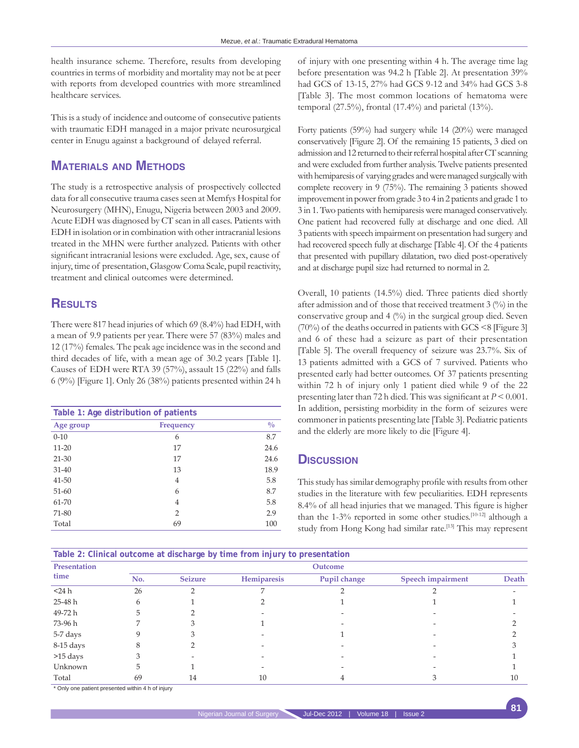health insurance scheme. Therefore, results from developing countries in terms of morbidity and mortality may not be at peer with reports from developed countries with more streamlined healthcare services.

This is a study of incidence and outcome of consecutive patients with traumatic EDH managed in a major private neurosurgical center in Enugu against a background of delayed referral.

## Materials and Methods

The study is a retrospective analysis of prospectively collected data for all consecutive trauma cases seen at Memfys Hospital for Neurosurgery (MHN), Enugu, Nigeria between 2003 and 2009. Acute EDH was diagnosed by CT scan in all cases. Patients with EDH in isolation or in combination with other intracranial lesions treated in the MHN were further analyzed. Patients with other significant intracranial lesions were excluded. Age, sex, cause of injury, time of presentation, Glasgow Coma Scale, pupil reactivity, treatment and clinical outcomes were determined.

## Results

There were 817 head injuries of which 69 (8.4%) had EDH, with a mean of 9.9 patients per year. There were 57 (83%) males and 12 (17%) females. The peak age incidence was in the second and third decades of life, with a mean age of 30.2 years [Table 1]. Causes of EDH were RTA 39 (57%), assault 15 (22%) and falls 6 (9%) [Figure 1]. Only 26 (38%) patients presented within 24 h of injury with one presenting within 4 h. The average time lag before presentation was 94.2 h [Table 2]. At presentation 39% had GCS of 13-15, 27% had GCS 9-12 and 34% had GCS 3-8 [Table 3]. The most common locations of hematoma were temporal (27.5%), frontal (17.4%) and parietal (13%).

**Table 1: Age distribution of patients**

| Age group | Frequency | % |
|---|---|---|
| 0-10 | 6 | 8.7 |
| 11-20 | 17 | 24.6 |
| 21-30 | 17 | 24.6 |
| 31-40 | 13 | 18.9 |
| 41-50 | 4 | 5.8 |
| 51-60 | 6 | 8.7 |
| 61-70 | 4 | 5.8 |
| 71-80 | 2 | 2.9 |
| Total | 69 | 100 |

Forty patients (59%) had surgery while 14 (20%) were managed conservatively [Figure 2]. Of the remaining 15 patients, 3 died on admission and 12 returned to their referral hospital after CT scanning and were excluded from further analysis. Twelve patients presented with hemiparesis of varying grades and were managed surgically with complete recovery in 9 (75%). The remaining 3 patients showed improvement in power from grade 3 to 4 in 2 patients and grade 1 to 3 in 1. Two patients with hemiparesis were managed conservatively. One patient had recovered fully at discharge and one died. All 3 patients with speech impairment on presentation had surgery and had recovered speech fully at discharge [Table 4]. Of the 4 patients that presented with pupillary dilatation, two died post-operatively and at discharge pupil size had returned to normal in 2.

Overall, 10 patients (14.5%) died. Three patients died shortly after admission and of those that received treatment 3 (%) in the conservative group and 4 (%) in the surgical group died. Seven (70%) of the deaths occurred in patients with GCS <8 [Figure 3] and 6 of these had a seizure as part of their presentation [Table 5]. The overall frequency of seizure was 23.7%. Six of 13 patients admitted with a GCS of 7 survived. Patients who presented early had better outcomes. Of 37 patients presenting within 72 h of injury only 1 patient died while 9 of the 22 presenting later than 72 h died. This was significant at $P < 0.001$. In addition, persisting morbidity in the form of seizures were commoner in patients presenting late [Table 3]. Pediatric patients and the elderly are more likely to die [Figure 4].

## Discussion

This study has similar demography profile with results from other studies in the literature with few peculiarities. EDH represents 8.4% of all head injuries that we managed. This figure is higher than the 1-3% reported in some other studies.[10-12] although a study from Hong Kong had similar rate.[13] This may represent

**Table 2: Clinical outcome at discharge by time from injury to presentation**

| Presentation time | Outcome | | | | | |
|---|---|---|---|---|---|---|
| | No. | Seizure | Hemiparesis | Pupil change | Speech impairment | Death |
| <24 h | 26 | 2 | 7 | 2 | 2 | - |
| 25-48 h | 6 | 1 | 2 | 1 | 1 | 1 |
| 49-72 h | 5 | 2 | - | - | - | - |
| 73-96 h | 7 | 3 | 1 | - | - | 2 |
| 5-7 days | 9 | 3 | - | 1 | - | 2 |
| 8-15 days | 8 | 2 | - | - | - | 3 |
| >15 days | 3 | - | - | - | - | 1 |
| Unknown | 5 | 1 | - | - | - | 1 |
| Total | 69 | 14 | 10 | 4 | 3 | 10 |

* Only one patient presented within 4 h of injury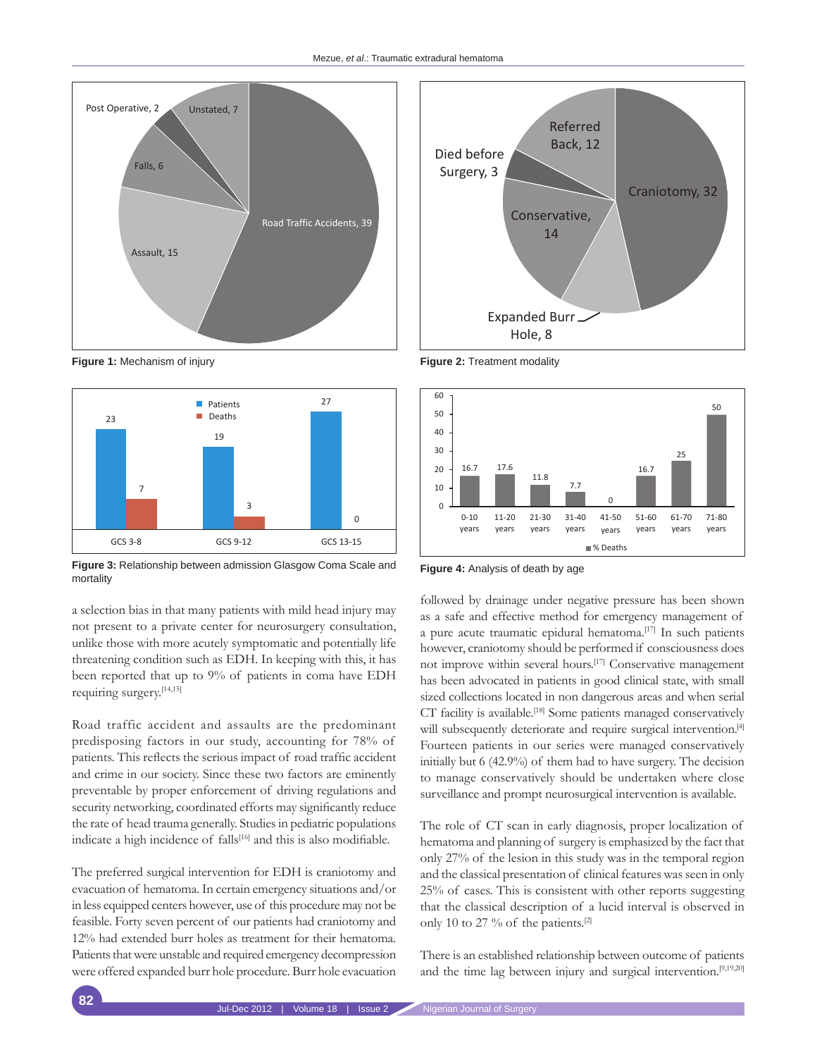Figure 1: Mechanism of injury

Figure 2: Treatment modality

Figure 3: Relationship between admission Glasgow Coma Scale and mortality

Figure 4: Analysis of death by age

a selection bias in that many patients with mild head injury may not present to a private center for neurosurgery consultation, unlike those with more acutely symptomatic and potentially life threatening condition such as EDH. In keeping with this, it has been reported that up to 9% of patients in coma have EDH requiring surgery.[14,15]

Road traffic accident and assaults are the predominant predisposing factors in our study, accounting for 78% of patients. This reflects the serious impact of road traffic accident and crime in our society. Since these two factors are eminently preventable by proper enforcement of driving regulations and security networking, coordinated efforts may significantly reduce the rate of head trauma generally. Studies in pediatric populations indicate a high incidence of falls[16] and this is also modifiable.

The preferred surgical intervention for EDH is craniotomy and evacuation of hematoma. In certain emergency situations and/or in less equipped centers however, use of this procedure may not be feasible. Forty seven percent of our patients had craniotomy and 12% had extended burr holes as treatment for their hematoma. Patients that were unstable and required emergency decompression were offered expanded burr hole procedure. Burr hole evacuation followed by drainage under negative pressure has been shown as a safe and effective method for emergency management of a pure acute traumatic epidural hematoma.[17] In such patients however, craniotomy should be performed if consciousness does not improve within several hours.[17] Conservative management has been advocated in patients in good clinical state, with small sized collections located in non dangerous areas and when serial CT facility is available.[18] Some patients managed conservatively will subsequently deteriorate and require surgical intervention.[4] Fourteen patients in our series were managed conservatively initially but 6 (42.9%) of them had to have surgery. The decision to manage conservatively should be undertaken where close surveillance and prompt neurosurgical intervention is available.

The role of CT scan in early diagnosis, proper localization of hematoma and planning of surgery is emphasized by the fact that only 27% of the lesion in this study was in the temporal region and the classical presentation of clinical features was seen in only 25% of cases. This is consistent with other reports suggesting that the classical description of a lucid interval is observed in only 10 to 27 % of the patients.[2]

There is an established relationship between outcome of patients and the time lag between injury and surgical intervention.[9,19,20]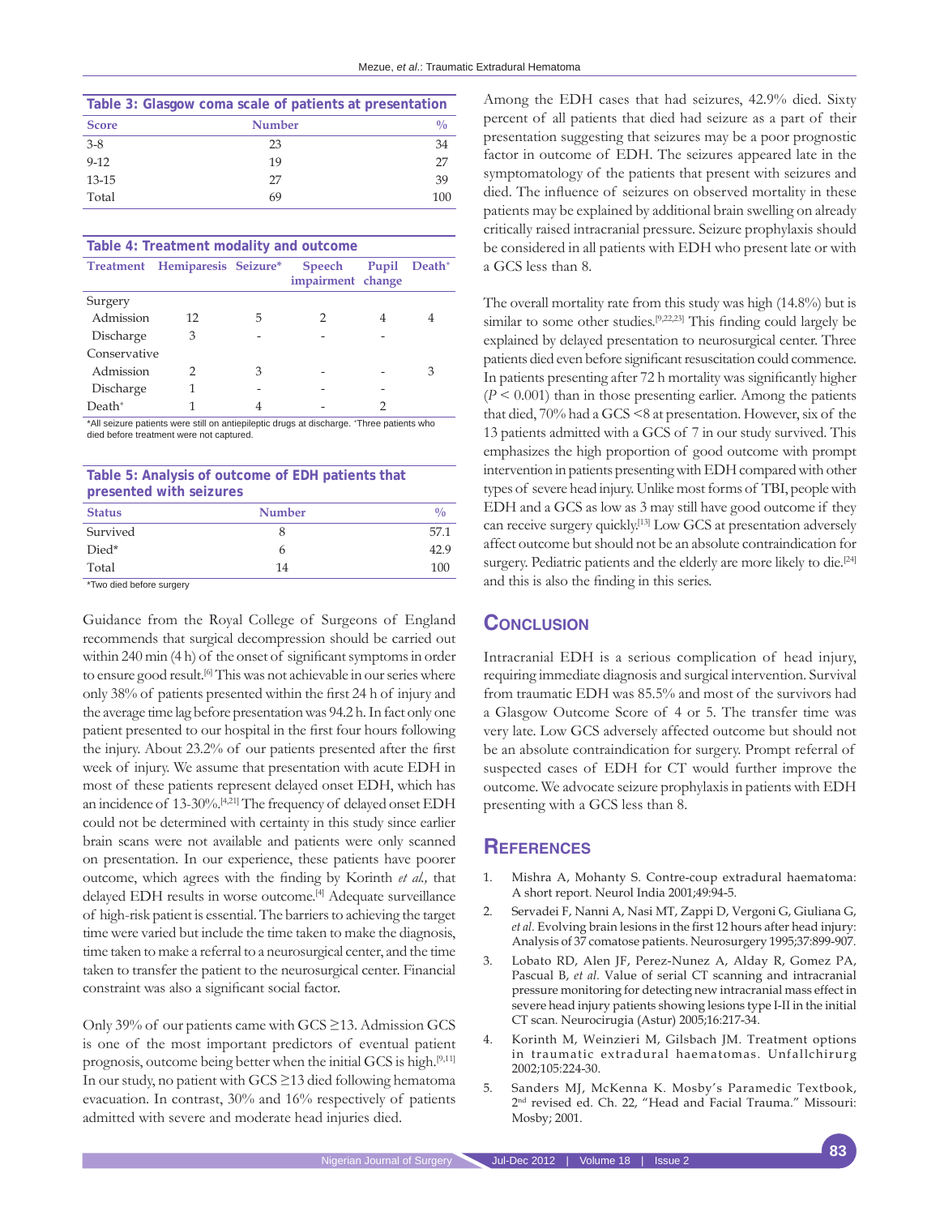**Table 3: Glasgow coma scale of patients at presentation**

| Score | Number | % |
|---|---|---|
| 3-8 | 23 | 34 |
| 9-12 | 19 | 27 |
| 13-15 | 27 | 39 |
| Total | 69 | 100 |

**Table 4: Treatment modality and outcome**

| Treatment | Hemiparesis | Seizure* | Speech impairment | Pupil change | Death⁺ |
|---|---|---|---|---|---|
| Surgery | | | | | |
| Admission | 12 | 5 | 2 | 4 | 4 |
| Discharge | 3 | - | - | - | |
| Conservative | | | | | |
| Admission | 2 | 3 | - | - | 3 |
| Discharge | 1 | - | - | - | |
| Death⁺ | 1 | 4 | - | 2 | |

*All seizure patients were still on antiepileptic drugs at discharge. ⁺Three patients who died before treatment were not captured.

**Table 5: Analysis of outcome of EDH patients that presented with seizures**

| Status | Number | % |
|---|---|---|
| Survived | 8 | 57.1 |
| Died* | 6 | 42.9 |
| Total | 14 | 100 |

*Two died before surgery

Guidance from the Royal College of Surgeons of England recommends that surgical decompression should be carried out within 240 min (4 h) of the onset of significant symptoms in order to ensure good result.[6] This was not achievable in our series where only 38% of patients presented within the first 24 h of injury and the average time lag before presentation was 94.2 h. In fact only one patient presented to our hospital in the first four hours following the injury. About 23.2% of our patients presented after the first week of injury. We assume that presentation with acute EDH in most of these patients represent delayed onset EDH, which has an incidence of 13-30%.[4,21] The frequency of delayed onset EDH could not be determined with certainty in this study since earlier brain scans were not available and patients were only scanned on presentation. In our experience, these patients have poorer outcome, which agrees with the finding by Korinth *et al.,* that delayed EDH results in worse outcome.[4] Adequate surveillance of high-risk patient is essential. The barriers to achieving the target time were varied but include the time taken to make the diagnosis, time taken to make a referral to a neurosurgical center, and the time taken to transfer the patient to the neurosurgical center. Financial constraint was also a significant social factor.

Only 39% of our patients came with GCS ≥13. Admission GCS is one of the most important predictors of eventual patient prognosis, outcome being better when the initial GCS is high.[9,11] In our study, no patient with GCS ≥13 died following hematoma evacuation. In contrast, 30% and 16% respectively of patients admitted with severe and moderate head injuries died.

Among the EDH cases that had seizures, 42.9% died. Sixty percent of all patients that died had seizure as a part of their presentation suggesting that seizures may be a poor prognostic factor in outcome of EDH. The seizures appeared late in the symptomatology of the patients that present with seizures and died. The influence of seizures on observed mortality in these patients may be explained by additional brain swelling on already critically raised intracranial pressure. Seizure prophylaxis should be considered in all patients with EDH who present late or with a GCS less than 8.

The overall mortality rate from this study was high (14.8%) but is similar to some other studies.[9,22,23] This finding could largely be explained by delayed presentation to neurosurgical center. Three patients died even before significant resuscitation could commence. In patients presenting after 72 h mortality was significantly higher ($P < 0.001$) than in those presenting earlier. Among the patients that died, 70% had a GCS <8 at presentation. However, six of the 13 patients admitted with a GCS of 7 in our study survived. This emphasizes the high proportion of good outcome with prompt intervention in patients presenting with EDH compared with other types of severe head injury. Unlike most forms of TBI, people with EDH and a GCS as low as 3 may still have good outcome if they can receive surgery quickly.[13] Low GCS at presentation adversely affect outcome but should not be an absolute contraindication for surgery. Pediatric patients and the elderly are more likely to die.[24] and this is also the finding in this series.

## Conclusion

Intracranial EDH is a serious complication of head injury, requiring immediate diagnosis and surgical intervention. Survival from traumatic EDH was 85.5% and most of the survivors had a Glasgow Outcome Score of 4 or 5. The transfer time was very late. Low GCS adversely affected outcome but should not be an absolute contraindication for surgery. Prompt referral of suspected cases of EDH for CT would further improve the outcome. We advocate seizure prophylaxis in patients with EDH presenting with a GCS less than 8.

## References

1. Mishra A, Mohanty S. Contre-coup extradural haematoma: A short report. Neurol India 2001;49:94-5.
2. Servadei F, Nanni A, Nasi MT, Zappi D, Vergoni G, Giuliana G, *et al.* Evolving brain lesions in the first 12 hours after head injury: Analysis of 37 comatose patients. Neurosurgery 1995;37:899-907.
3. Lobato RD, Alen JF, Perez-Nunez A, Alday R, Gomez PA, Pascual B, *et al.* Value of serial CT scanning and intracranial pressure monitoring for detecting new intracranial mass effect in severe head injury patients showing lesions type I-II in the initial CT scan. Neurocirugia (Astur) 2005;16:217-34.
4. Korinth M, Weinzieri M, Gilsbach JM. Treatment options in traumatic extradural haematomas. Unfallchirurg 2002;105:224-30.
5. Sanders MJ, McKenna K. Mosby's Paramedic Textbook, 2nd revised ed. Ch. 22, "Head and Facial Trauma." Missouri: Mosby; 2001.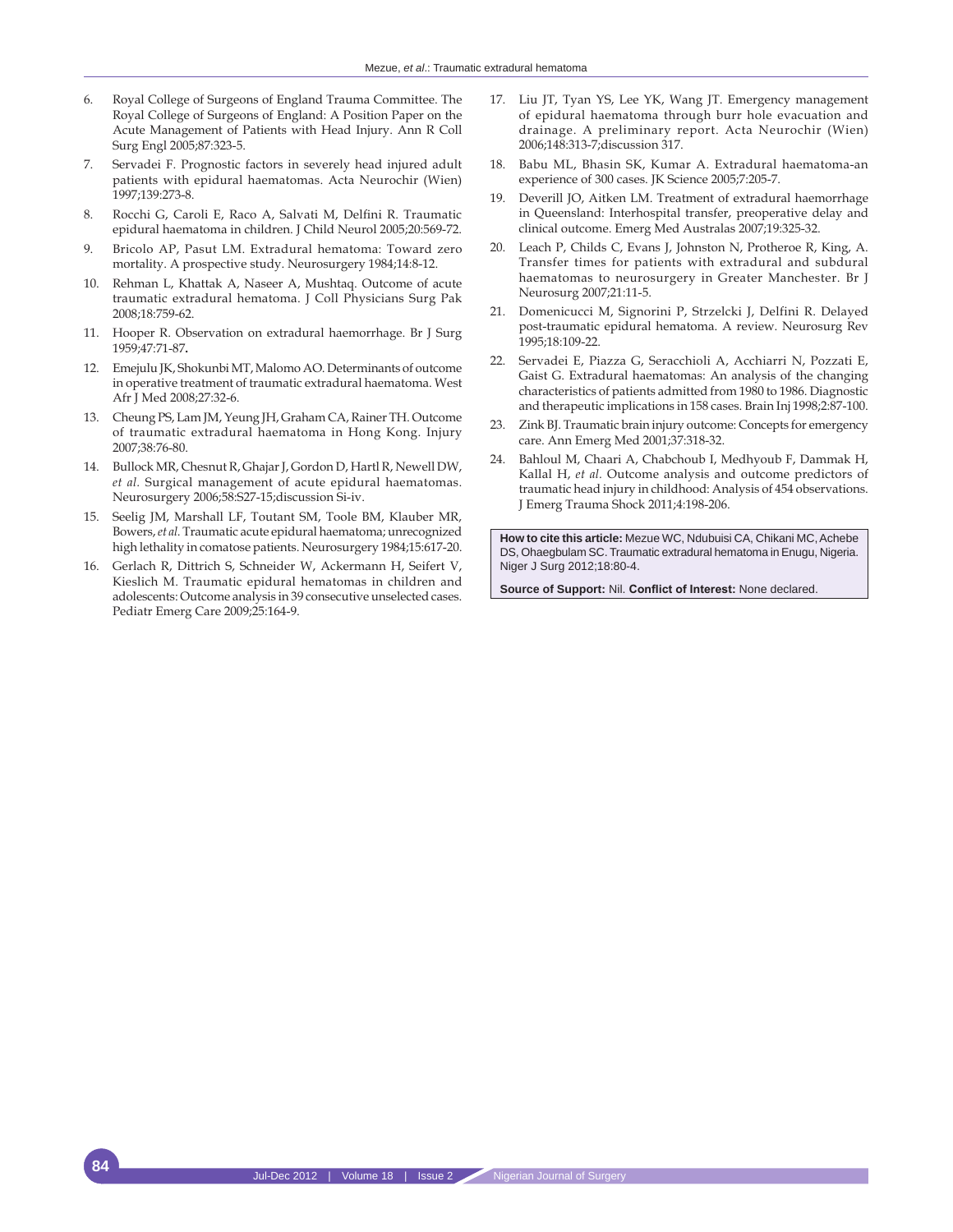6. Royal College of Surgeons of England Trauma Committee. The Royal College of Surgeons of England: A Position Paper on the Acute Management of Patients with Head Injury. Ann R Coll Surg Engl 2005;87:323-5.
7. Servadei F. Prognostic factors in severely head injured adult patients with epidural haematomas. Acta Neurochir (Wien) 1997;139:273-8.
8. Rocchi G, Caroli E, Raco A, Salvati M, Delfini R. Traumatic epidural hematoma in children. J Child Neurol 2005;20:569-72.
9. Bricolo AP, Pasut LM. Extradural hematoma: Toward zero mortality. A prospective study. Neurosurgery 1984;14:8-12.
10. Rehman L, Khattak A, Naseer A, Mushtaq. Outcome of acute traumatic extradural hematoma. J Coll Physicians Surg Pak 2008;18:759-62.
11. Hooper R. Observation on extradural haemorrhage. Br J Surg 1959;47:71-87**.**
12. Emejulu JK, Shokunbi MT, Malomo AO. Determinants of outcome in operative treatment of traumatic extradural haematoma. West Afr J Med 2008;27:32-6.
13. Cheung PS, Lam JM, Yeung JH, Graham CA, Rainer TH. Outcome of traumatic extradural haematoma in Hong Kong. Injury 2007;38:76-80.
14. Bullock MR, Chesnut R, Ghajar J, Gordon D, Hartl R, Newell DW, *et al*. Surgical management of acute epidural haematomas. Neurosurgery 2006;58:S27-15;discussion Si-iv.
15. Seelig JM, Marshall LF, Toutant SM, Toole BM, Klauber MR, Bowers, *et al*. Traumatic acute epidural haematoma; unrecognized high lethality in comatose patients. Neurosurgery 1984;15:617-20.
16. Gerlach R, Dittrich S, Schneider W, Ackermann H, Seifert V, Kieslich M. Traumatic epidural hematomas in children and adolescents: Outcome analysis in 39 consecutive unselected cases. Pediatr Emerg Care 2009;25:164-9.
17. Liu JT, Tyan YS, Lee YK, Wang JT. Emergency management of epidural haematoma through burr hole evacuation and drainage. A preliminary report. Acta Neurochir (Wien) 2006;148:313-7;discussion 317.
18. Babu ML, Bhasin SK, Kumar A. Extradural haematoma-an experience of 300 cases. JK Science 2005;7:205-7.
19. Deverill JO, Aitken LM. Treatment of extradural haemorrhage in Queensland: Interhospital transfer, preoperative delay and clinical outcome. Emerg Med Australas 2007;19:325-32.
20. Leach P, Childs C, Evans J, Johnston N, Protheroe R, King, A. Transfer times for patients with extradural and subdural haematomas to neurosurgery in Greater Manchester. Br J Neurosurg 2007;21:11-5.
21. Domenicucci M, Signorini P, Strzelcki J, Delfini R. Delayed post-traumatic epidural hematoma. A review. Neurosurg Rev 1995;18:109-22.
22. Servadei E, Piazza G, Seracchioli A, Acchiarri N, Pozzati E, Gaist G. Extradural haematomas: An analysis of the changing characteristics of patients admitted from 1980 to 1986. Diagnostic and therapeutic implications in 158 cases. Brain Inj 1998;2:87-100.
23. Zink BJ. Traumatic brain injury outcome: Concepts for emergency care. Ann Emerg Med 2001;37:318-32.
24. Bahloul M, Chaari A, Chabchoub I, Medhyoub F, Dammak H, Kallal H, *et al*. Outcome analysis and outcome predictors of traumatic head injury in childhood: Analysis of 454 observations. J Emerg Trauma Shock 2011;4:198-206.

**How to cite this article:** Mezue WC, Ndubuisi CA, Chikani MC, Achebe DS, Ohaegbulam SC. Traumatic extradural hematoma in Enugu, Nigeria. Niger J Surg 2012;18:80-4.

**Source of Support:** Nil. **Conflict of Interest:** None declared.